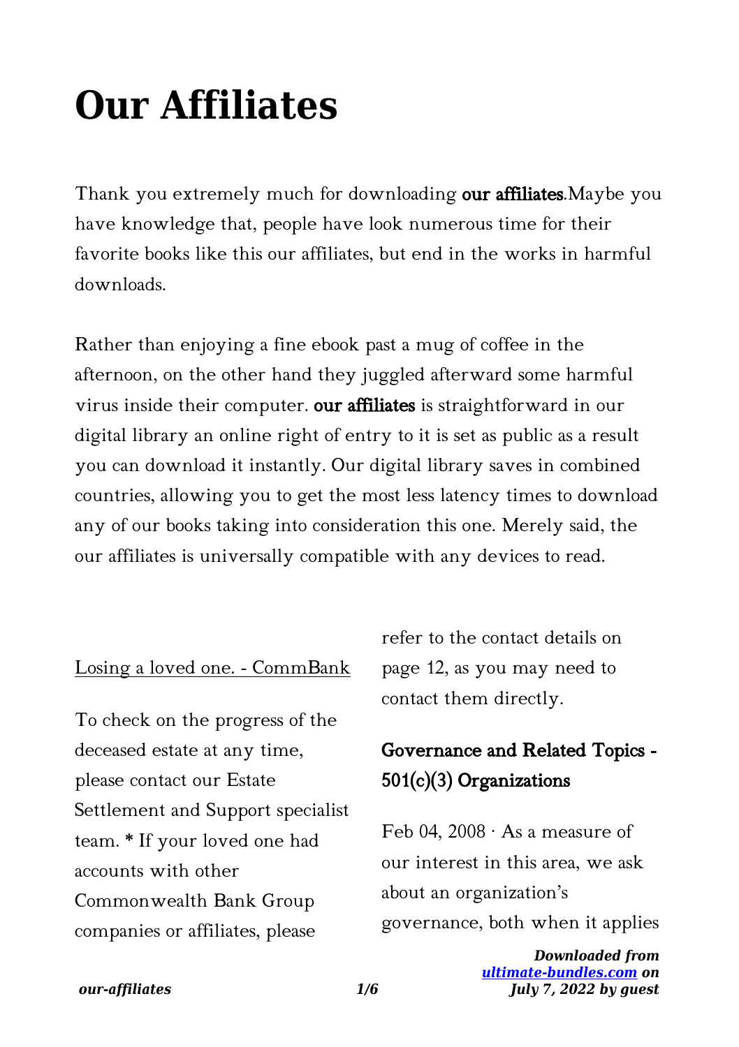# Our Affiliates

Thank you extremely much for downloading **our affiliates**.Maybe you have knowledge that, people have look numerous time for their favorite books like this our affiliates, but end in the works in harmful downloads.

Rather than enjoying a fine ebook past a mug of coffee in the afternoon, on the other hand they juggled afterward some harmful virus inside their computer. **our affiliates** is straightforward in our digital library an online right of entry to it is set as public as a result you can download it instantly. Our digital library saves in combined countries, allowing you to get the most less latency times to download any of our books taking into consideration this one. Merely said, the our affiliates is universally compatible with any devices to read.

Losing a loved one. - CommBank

To check on the progress of the deceased estate at any time, please contact our Estate Settlement and Support specialist team. * If your loved one had accounts with other Commonwealth Bank Group companies or affiliates, please refer to the contact details on page 12, as you may need to contact them directly.

### Governance and Related Topics - 501(c)(3) Organizations

Feb 04, 2008 · As a measure of our interest in this area, we ask about an organization's governance, both when it applies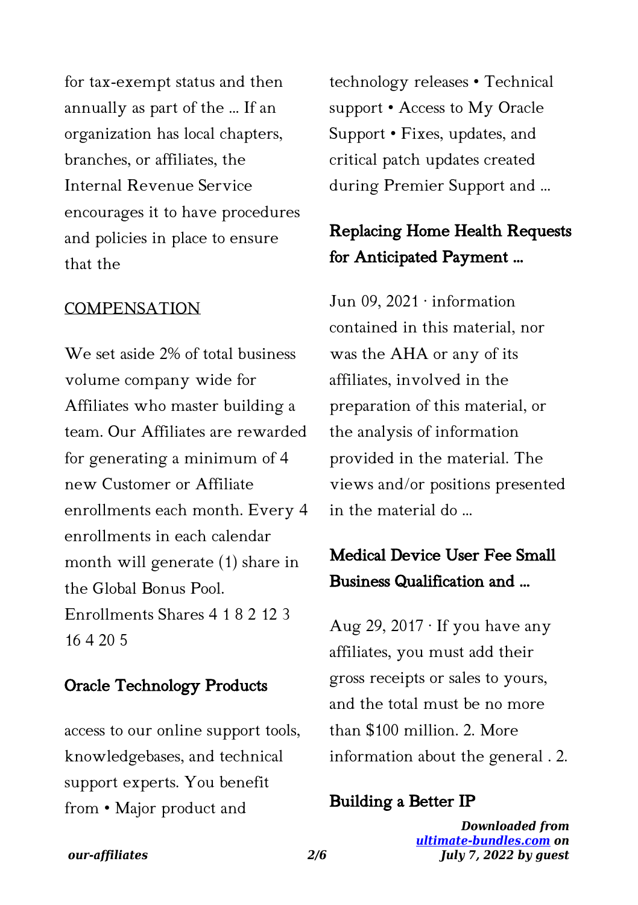for tax-exempt status and then annually as part of the ... If an organization has local chapters, branches, or affiliates, the Internal Revenue Service encourages it to have procedures and policies in place to ensure that the

COMPENSATION

We set aside 2% of total business volume company wide for Affiliates who master building a team. Our Affiliates are rewarded for generating a minimum of 4 new Customer or Affiliate enrollments each month. Every 4 enrollments in each calendar month will generate (1) share in the Global Bonus Pool. Enrollments Shares 4 1 8 2 12 3 16 4 20 5

## Oracle Technology Products

access to our online support tools, knowledgebases, and technical support experts. You benefit from • Major product and technology releases • Technical support • Access to My Oracle Support • Fixes, updates, and critical patch updates created during Premier Support and ...

## Replacing Home Health Requests for Anticipated Payment ...

Jun 09, 2021 · information contained in this material, nor was the AHA or any of its affiliates, involved in the preparation of this material, or the analysis of information provided in the material. The views and/or positions presented in the material do ...

## Medical Device User Fee Small Business Qualification and ...

Aug 29, 2017 · If you have any affiliates, you must add their gross receipts or sales to yours, and the total must be no more than $100 million. 2. More information about the general . 2.

## Building a Better IP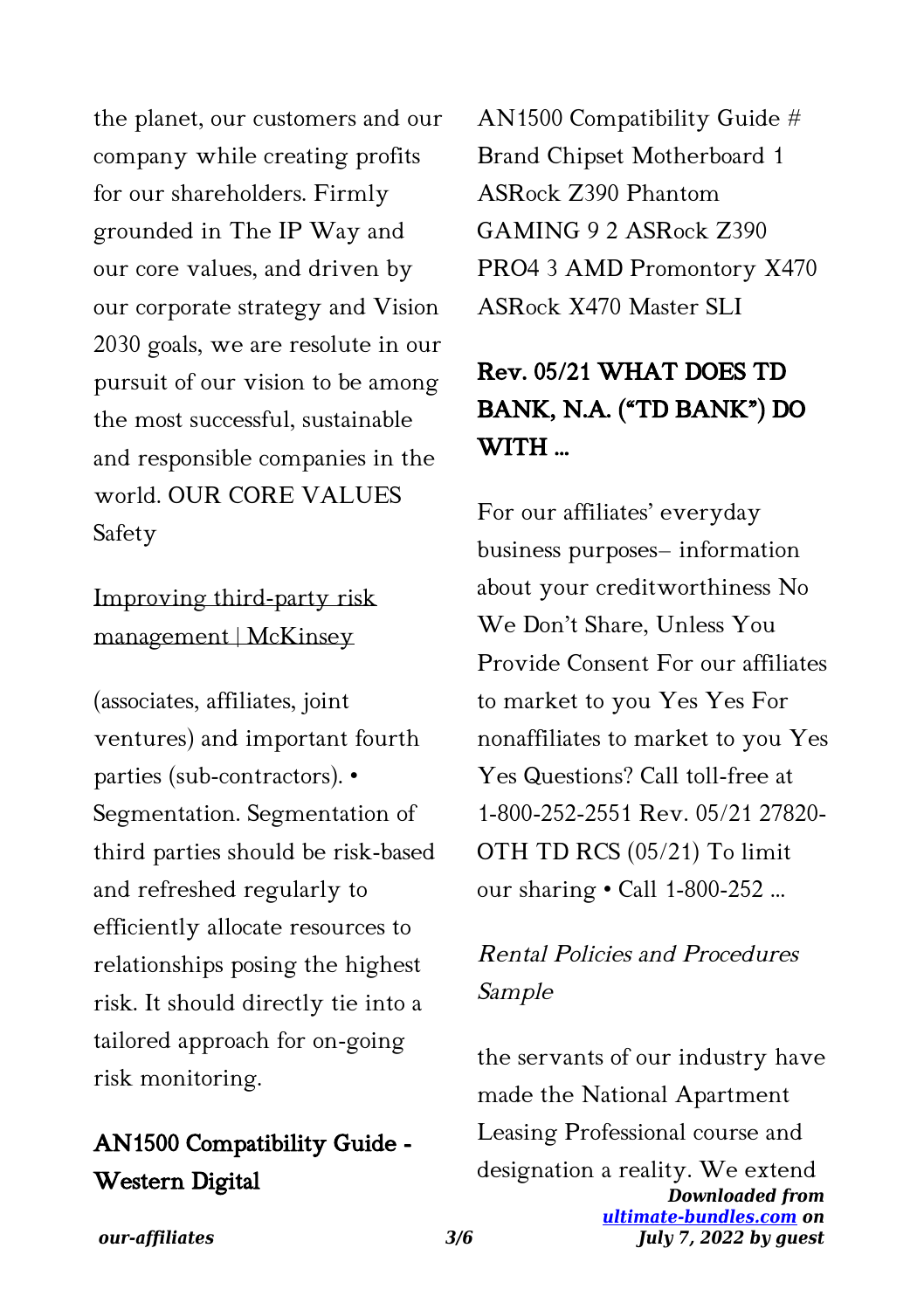the planet, our customers and our company while creating profits for our shareholders. Firmly grounded in The IP Way and our core values, and driven by our corporate strategy and Vision 2030 goals, we are resolute in our pursuit of our vision to be among the most successful, sustainable and responsible companies in the world. OUR CORE VALUES Safety

Improving third-party risk management | McKinsey

(associates, affiliates, joint ventures) and important fourth parties (sub-contractors). • Segmentation. Segmentation of third parties should be risk-based and refreshed regularly to efficiently allocate resources to relationships posing the highest risk. It should directly tie into a tailored approach for on-going risk monitoring.

## AN1500 Compatibility Guide - Western Digital

AN1500 Compatibility Guide # Brand Chipset Motherboard 1 ASRock Z390 Phantom GAMING 9 2 ASRock Z390 PRO4 3 AMD Promontory X470 ASRock X470 Master SLI

## Rev. 05/21 WHAT DOES TD BANK, N.A. ("TD BANK") DO WITH …

For our affiliates' everyday business purposes– information about your creditworthiness No We Don't Share, Unless You Provide Consent For our affiliates to market to you Yes Yes For nonaffiliates to market to you Yes Yes Questions? Call toll-free at 1-800-252-2551 Rev. 05/21 27820-OTH TD RCS (05/21) To limit our sharing • Call 1-800-252 …

*Rental Policies and Procedures Sample*

the servants of our industry have made the National Apartment Leasing Professional course and designation a reality. We extend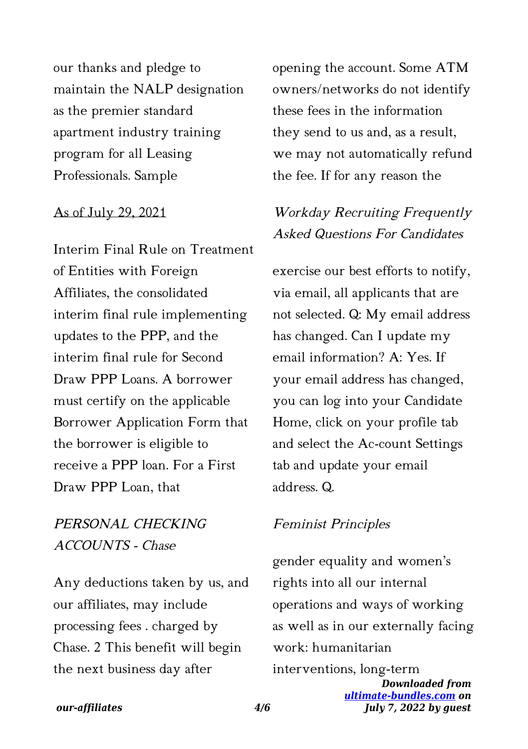our thanks and pledge to maintain the NALP designation as the premier standard apartment industry training program for all Leasing Professionals. Sample

As of July 29, 2021

Interim Final Rule on Treatment of Entities with Foreign Affiliates, the consolidated interim final rule implementing updates to the PPP, and the interim final rule for Second Draw PPP Loans. A borrower must certify on the applicable Borrower Application Form that the borrower is eligible to receive a PPP loan. For a First Draw PPP Loan, that

## *PERSONAL CHECKING ACCOUNTS - Chase*

Any deductions taken by us, and our affiliates, may include processing fees . charged by Chase. 2 This benefit will begin the next business day after opening the account. Some ATM owners/networks do not identify these fees in the information they send to us and, as a result, we may not automatically refund the fee. If for any reason the

## *Workday Recruiting Frequently Asked Questions For Candidates*

exercise our best efforts to notify, via email, all applicants that are not selected. Q: My email address has changed. Can I update my email information? A: Yes. If your email address has changed, you can log into your Candidate Home, click on your profile tab and select the Ac-count Settings tab and update your email address. Q.

## *Feminist Principles*

gender equality and women's rights into all our internal operations and ways of working as well as in our externally facing work: humanitarian interventions, long-term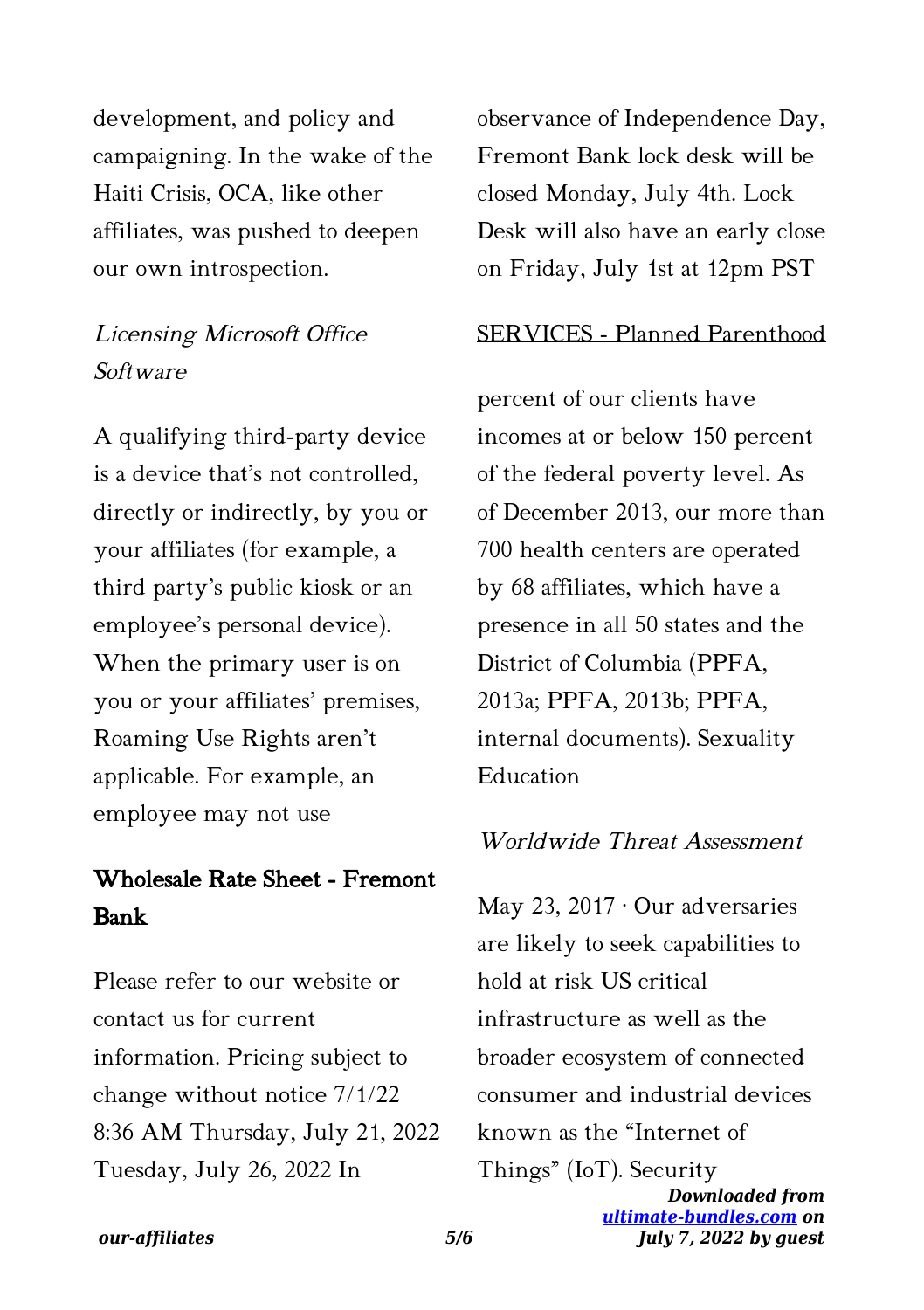development, and policy and campaigning. In the wake of the Haiti Crisis, OCA, like other affiliates, was pushed to deepen our own introspection.

*Licensing Microsoft Office Software*

A qualifying third-party device is a device that's not controlled, directly or indirectly, by you or your affiliates (for example, a third party's public kiosk or an employee's personal device). When the primary user is on you or your affiliates' premises, Roaming Use Rights aren't applicable. For example, an employee may not use

## Wholesale Rate Sheet - Fremont Bank

Please refer to our website or contact us for current information. Pricing subject to change without notice 7/1/22 8:36 AM Thursday, July 21, 2022 Tuesday, July 26, 2022 In observance of Independence Day, Fremont Bank lock desk will be closed Monday, July 4th. Lock Desk will also have an early close on Friday, July 1st at 12pm PST

SERVICES - Planned Parenthood

percent of our clients have incomes at or below 150 percent of the federal poverty level. As of December 2013, our more than 700 health centers are operated by 68 affiliates, which have a presence in all 50 states and the District of Columbia (PPFA, 2013a; PPFA, 2013b; PPFA, internal documents). Sexuality Education

*Worldwide Threat Assessment*

May 23, 2017 · Our adversaries are likely to seek capabilities to hold at risk US critical infrastructure as well as the broader ecosystem of connected consumer and industrial devices known as the "Internet of Things" (IoT). Security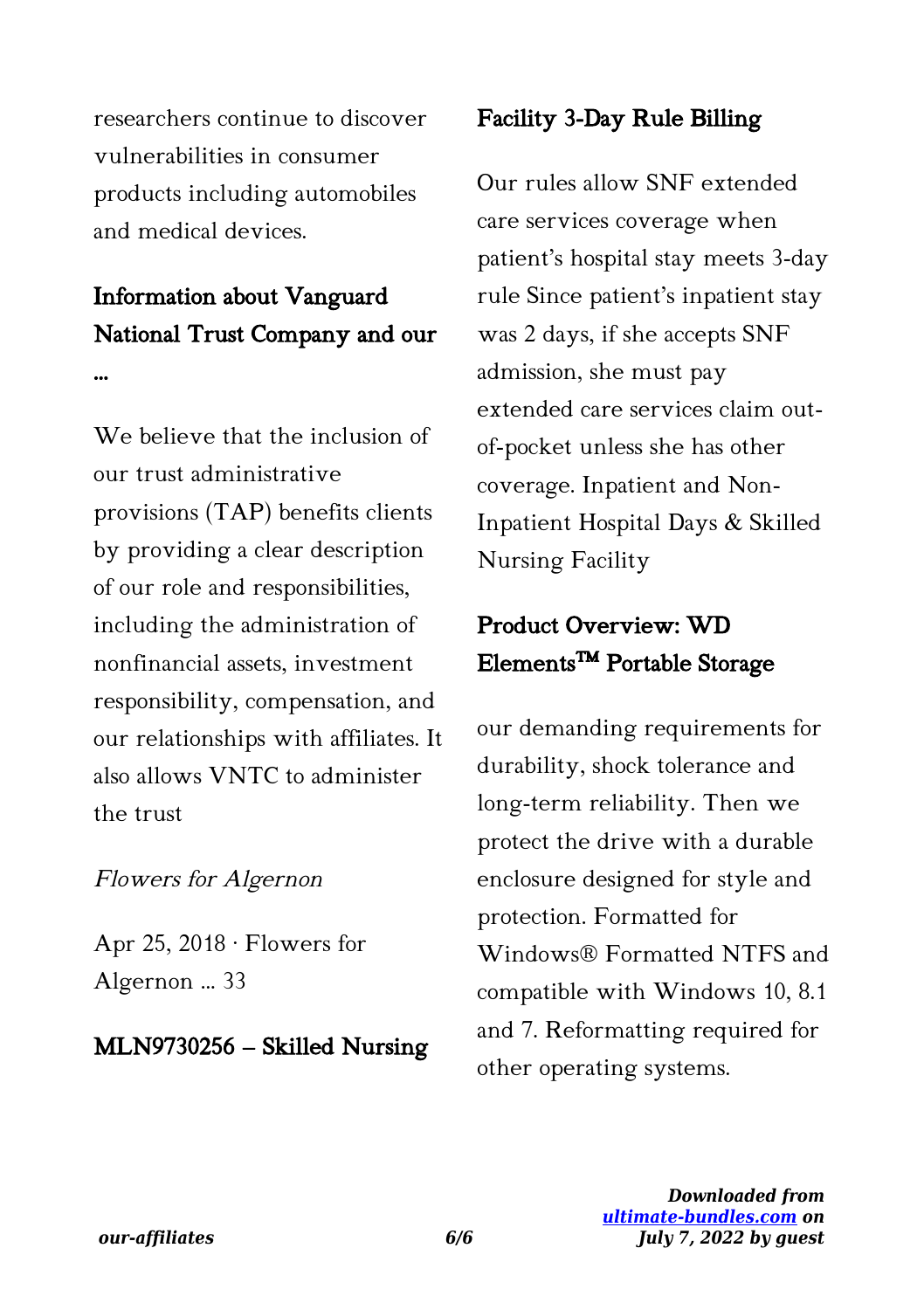researchers continue to discover vulnerabilities in consumer products including automobiles and medical devices.

## Information about Vanguard National Trust Company and our …

We believe that the inclusion of our trust administrative provisions (TAP) benefits clients by providing a clear description of our role and responsibilities, including the administration of nonfinancial assets, investment responsibility, compensation, and our relationships with affiliates. It also allows VNTC to administer the trust

*Flowers for Algernon*

Apr 25, 2018 · Flowers for Algernon … 33

## MLN9730256 – Skilled Nursing Facility 3-Day Rule Billing

Our rules allow SNF extended care services coverage when patient's hospital stay meets 3-day rule Since patient's inpatient stay was 2 days, if she accepts SNF admission, she must pay extended care services claim out-of-pocket unless she has other coverage. Inpatient and Non-Inpatient Hospital Days & Skilled Nursing Facility

## Product Overview: WD Elements™ Portable Storage

our demanding requirements for durability, shock tolerance and long-term reliability. Then we protect the drive with a durable enclosure designed for style and protection. Formatted for Windows® Formatted NTFS and compatible with Windows 10, 8.1 and 7. Reformatting required for other operating systems.